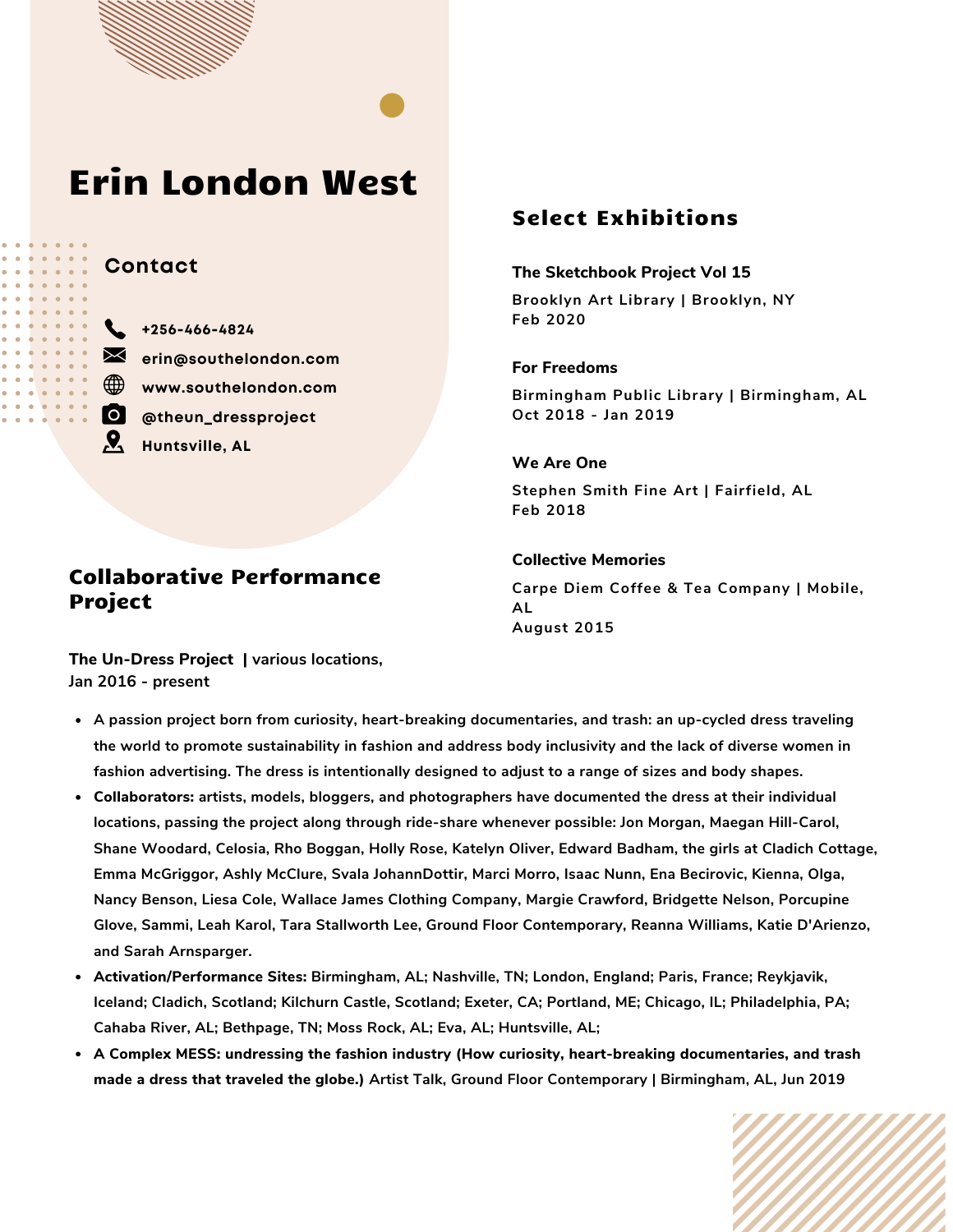# Erin London West

## Contact

- +256-466-4824
- erin@southelondon.com
- www.southelondon.com
- @theun_dressproject
- Huntsville, AL

## Collaborative Performance Project

**The Un-Dress Project** | various locations, Jan 2016 - present

- A passion project born from curiosity, heart-breaking documentaries, and trash: an up-cycled dress traveling the world to promote sustainability in fashion and address body inclusivity and the lack of diverse women in fashion advertising. The dress is intentionally designed to adjust to a range of sizes and body shapes.
- **Collaborators:** artists, models, bloggers, and photographers have documented the dress at their individual locations, passing the project along through ride-share whenever possible: Jon Morgan, Maegan Hill-Carol, Shane Woodard, Celosia, Rho Boggan, Holly Rose, Katelyn Oliver, Edward Badham, the girls at Cladich Cottage, Emma McGriggor, Ashly McClure, Svala JohannDottir, Marci Morro, Isaac Nunn, Ena Becirovic, Kienna, Olga, Nancy Benson, Liesa Cole, Wallace James Clothing Company, Margie Crawford, Bridgette Nelson, Porcupine Glove, Sammi, Leah Karol, Tara Stallworth Lee, Ground Floor Contemporary, Reanna Williams, Katie D'Arienzo, and Sarah Arnsparger.
- **Activation/Performance Sites:** Birmingham, AL; Nashville, TN; London, England; Paris, France; Reykjavik, Iceland; Cladich, Scotland; Kilchurn Castle, Scotland; Exeter, CA; Portland, ME; Chicago, IL; Philadelphia, PA; Cahaba River, AL; Bethpage, TN; Moss Rock, AL; Eva, AL; Huntsville, AL;
- **A Complex MESS: undressing the fashion industry (How curiosity, heart-breaking documentaries, and trash made a dress that traveled the globe.)** Artist Talk, Ground Floor Contemporary | Birmingham, AL, Jun 2019

## Select Exhibitions

**The Sketchbook Project Vol 15**
Brooklyn Art Library | Brooklyn, NY
Feb 2020

**For Freedoms**
Birmingham Public Library | Birmingham, AL
Oct 2018 - Jan 2019

**We Are One**
Stephen Smith Fine Art | Fairfield, AL
Feb 2018

**Collective Memories**
Carpe Diem Coffee & Tea Company | Mobile, AL
August 2015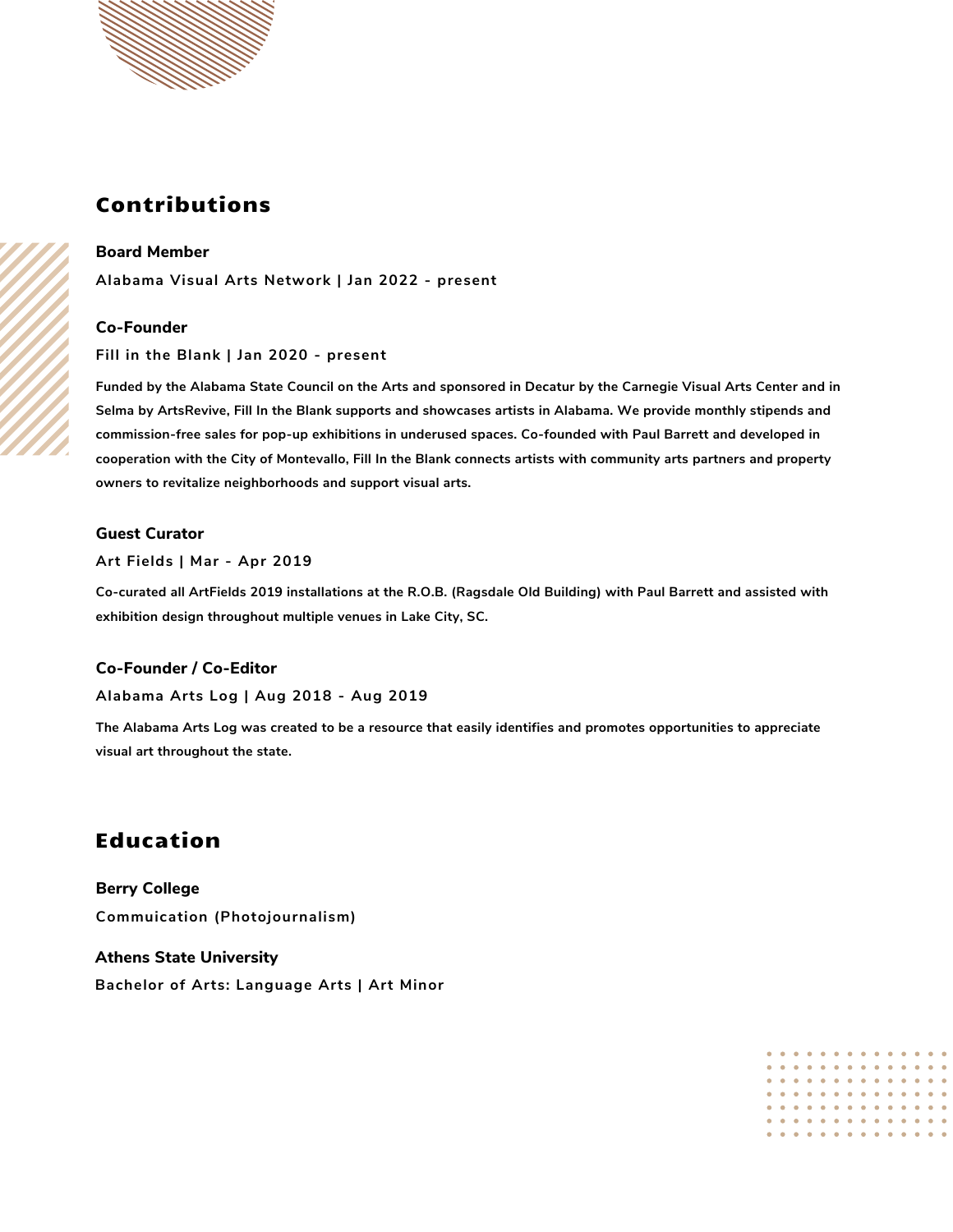## Contributions

**Board Member**

**Alabama Visual Arts Network | Jan 2022 - present**

**Co-Founder**

**Fill in the Blank | Jan 2020 - present**

Funded by the Alabama State Council on the Arts and sponsored in Decatur by the Carnegie Visual Arts Center and in Selma by ArtsRevive, Fill In the Blank supports and showcases artists in Alabama. We provide monthly stipends and commission-free sales for pop-up exhibitions in underused spaces. Co-founded with Paul Barrett and developed in cooperation with the City of Montevallo, Fill In the Blank connects artists with community arts partners and property owners to revitalize neighborhoods and support visual arts.

**Guest Curator**

**Art Fields | Mar - Apr 2019**

Co-curated all ArtFields 2019 installations at the R.O.B. (Ragsdale Old Building) with Paul Barrett and assisted with exhibition design throughout multiple venues in Lake City, SC.

**Co-Founder / Co-Editor**

**Alabama Arts Log | Aug 2018 - Aug 2019**

The Alabama Arts Log was created to be a resource that easily identifies and promotes opportunities to appreciate visual art throughout the state.

## Education

**Berry College**

**Commuication (Photojournalism)**

**Athens State University**

**Bachelor of Arts: Language Arts | Art Minor**